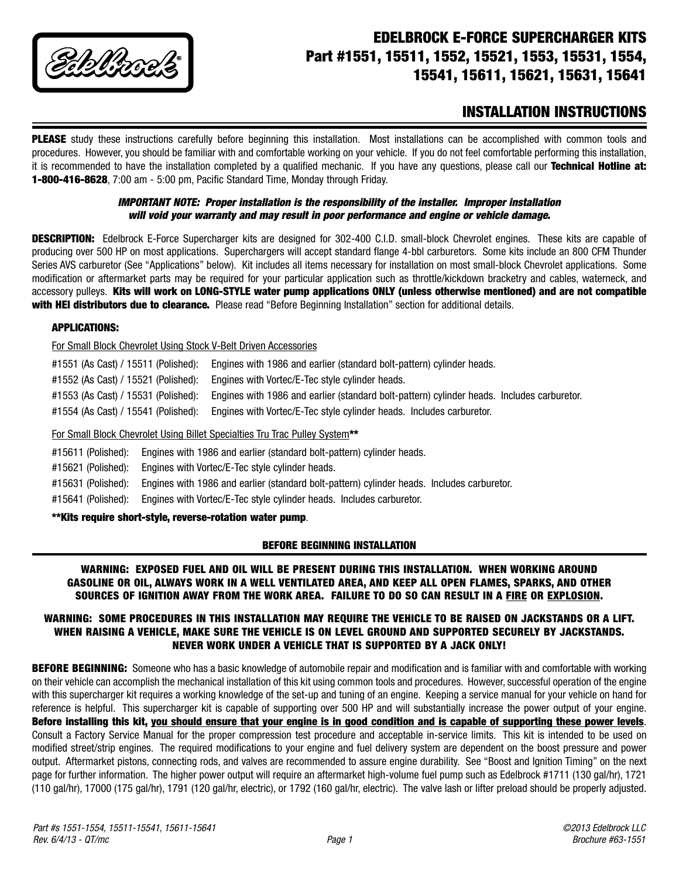# EDELBROCK E-FORCE SUPERCHARGER KITS
## Part #1551, 15511, 1552, 15521, 1553, 15531, 1554, 15541, 15611, 15621, 15631, 15641

## INSTALLATION INSTRUCTIONS

**PLEASE** study these instructions carefully before beginning this installation. Most installations can be accomplished with common tools and procedures. However, you should be familiar with and comfortable working on your vehicle. If you do not feel comfortable performing this installation, it is recommended to have the installation completed by a qualified mechanic. If you have any questions, please call our **Technical Hotline at: 1-800-416-8628**, 7:00 am - 5:00 pm, Pacific Standard Time, Monday through Friday.

***IMPORTANT NOTE: Proper installation is the responsibility of the installer. Improper installation will void your warranty and may result in poor performance and engine or vehicle damage.***

**DESCRIPTION:** Edelbrock E-Force Supercharger kits are designed for 302-400 C.I.D. small-block Chevrolet engines. These kits are capable of producing over 500 HP on most applications. Superchargers will accept standard flange 4-bbl carburetors. Some kits include an 800 CFM Thunder Series AVS carburetor (See "Applications" below). Kit includes all items necessary for installation on most small-block Chevrolet applications. Some modification or aftermarket parts may be required for your particular application such as throttle/kickdown bracketry and cables, waterneck, and accessory pulleys. **Kits will work on LONG-STYLE water pump applications ONLY (unless otherwise mentioned) and are not compatible with HEI distributors due to clearance.** Please read "Before Beginning Installation" section for additional details.

### APPLICATIONS:

For Small Block Chevrolet Using Stock V-Belt Driven Accessories

#1551 (As Cast) / 15511 (Polished): Engines with 1986 and earlier (standard bolt-pattern) cylinder heads.
#1552 (As Cast) / 15521 (Polished): Engines with Vortec/E-Tec style cylinder heads.
#1553 (As Cast) / 15531 (Polished): Engines with 1986 and earlier (standard bolt-pattern) cylinder heads. Includes carburetor.
#1554 (As Cast) / 15541 (Polished): Engines with Vortec/E-Tec style cylinder heads. Includes carburetor.

For Small Block Chevrolet Using Billet Specialties Tru Trac Pulley System**

#15611 (Polished): Engines with 1986 and earlier (standard bolt-pattern) cylinder heads.
#15621 (Polished): Engines with Vortec/E-Tec style cylinder heads.
#15631 (Polished): Engines with 1986 and earlier (standard bolt-pattern) cylinder heads. Includes carburetor.
#15641 (Polished): Engines with Vortec/E-Tec style cylinder heads. Includes carburetor.

****Kits require short-style, reverse-rotation water pump**.

### BEFORE BEGINNING INSTALLATION

**WARNING: EXPOSED FUEL AND OIL WILL BE PRESENT DURING THIS INSTALLATION. WHEN WORKING AROUND GASOLINE OR OIL, ALWAYS WORK IN A WELL VENTILATED AREA, AND KEEP ALL OPEN FLAMES, SPARKS, AND OTHER SOURCES OF IGNITION AWAY FROM THE WORK AREA. FAILURE TO DO SO CAN RESULT IN A FIRE OR EXPLOSION.**

**WARNING: SOME PROCEDURES IN THIS INSTALLATION MAY REQUIRE THE VEHICLE TO BE RAISED ON JACKSTANDS OR A LIFT. WHEN RAISING A VEHICLE, MAKE SURE THE VEHICLE IS ON LEVEL GROUND AND SUPPORTED SECURELY BY JACKSTANDS. NEVER WORK UNDER A VEHICLE THAT IS SUPPORTED BY A JACK ONLY!**

**BEFORE BEGINNING:** Someone who has a basic knowledge of automobile repair and modification and is familiar with and comfortable with working on their vehicle can accomplish the mechanical installation of this kit using common tools and procedures. However, successful operation of the engine with this supercharger kit requires a working knowledge of the set-up and tuning of an engine. Keeping a service manual for your vehicle on hand for reference is helpful. This supercharger kit is capable of supporting over 500 HP and will substantially increase the power output of your engine. **Before installing this kit, you should ensure that your engine is in good condition and is capable of supporting these power levels**. Consult a Factory Service Manual for the proper compression test procedure and acceptable in-service limits. This kit is intended to be used on modified street/strip engines. The required modifications to your engine and fuel delivery system are dependent on the boost pressure and power output. Aftermarket pistons, connecting rods, and valves are recommended to assure engine durability. See "Boost and Ignition Timing" on the next page for further information. The higher power output will require an aftermarket high-volume fuel pump such as Edelbrock #1711 (130 gal/hr), 1721 (110 gal/hr), 17000 (175 gal/hr), 1791 (120 gal/hr, electric), or 1792 (160 gal/hr, electric). The valve lash or lifter preload should be properly adjusted.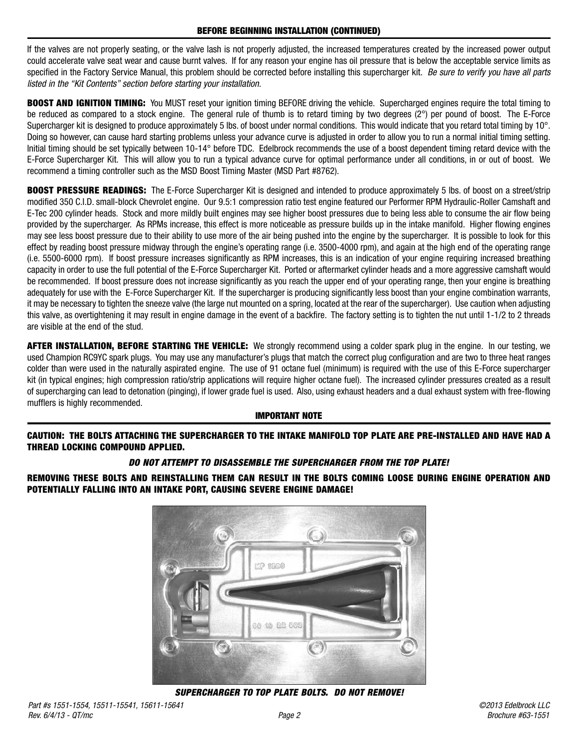## BEFORE BEGINNING INSTALLATION (CONTINUED)

If the valves are not properly seating, or the valve lash is not properly adjusted, the increased temperatures created by the increased power output could accelerate valve seat wear and cause burnt valves. If for any reason your engine has oil pressure that is below the acceptable service limits as specified in the Factory Service Manual, this problem should be corrected before installing this supercharger kit. *Be sure to verify you have all parts listed in the "Kit Contents" section before starting your installation.*

**BOOST AND IGNITION TIMING:** You MUST reset your ignition timing BEFORE driving the vehicle. Supercharged engines require the total timing to be reduced as compared to a stock engine. The general rule of thumb is to retard timing by two degrees (2°) per pound of boost. The E-Force Supercharger kit is designed to produce approximately 5 lbs. of boost under normal conditions. This would indicate that you retard total timing by 10°. Doing so however, can cause hard starting problems unless your advance curve is adjusted in order to allow you to run a normal initial timing setting. Initial timing should be set typically between 10-14° before TDC. Edelbrock recommends the use of a boost dependent timing retard device with the E-Force Supercharger Kit. This will allow you to run a typical advance curve for optimal performance under all conditions, in or out of boost. We recommend a timing controller such as the MSD Boost Timing Master (MSD Part #8762).

**BOOST PRESSURE READINGS:** The E-Force Supercharger Kit is designed and intended to produce approximately 5 lbs. of boost on a street/strip modified 350 C.I.D. small-block Chevrolet engine. Our 9.5:1 compression ratio test engine featured our Performer RPM Hydraulic-Roller Camshaft and E-Tec 200 cylinder heads. Stock and more mildly built engines may see higher boost pressures due to being less able to consume the air flow being provided by the supercharger. As RPMs increase, this effect is more noticeable as pressure builds up in the intake manifold. Higher flowing engines may see less boost pressure due to their ability to use more of the air being pushed into the engine by the supercharger. It is possible to look for this effect by reading boost pressure midway through the engine's operating range (i.e. 3500-4000 rpm), and again at the high end of the operating range (i.e. 5500-6000 rpm). If boost pressure increases significantly as RPM increases, this is an indication of your engine requiring increased breathing capacity in order to use the full potential of the E-Force Supercharger Kit. Ported or aftermarket cylinder heads and a more aggressive camshaft would be recommended. If boost pressure does not increase significantly as you reach the upper end of your operating range, then your engine is breathing adequately for use with the E-Force Supercharger Kit. If the supercharger is producing significantly less boost than your engine combination warrants, it may be necessary to tighten the sneeze valve (the large nut mounted on a spring, located at the rear of the supercharger). Use caution when adjusting this valve, as overtightening it may result in engine damage in the event of a backfire. The factory setting is to tighten the nut until 1-1/2 to 2 threads are visible at the end of the stud.

**AFTER INSTALLATION, BEFORE STARTING THE VEHICLE:** We strongly recommend using a colder spark plug in the engine. In our testing, we used Champion RC9YC spark plugs. You may use any manufacturer's plugs that match the correct plug configuration and are two to three heat ranges colder than were used in the naturally aspirated engine. The use of 91 octane fuel (minimum) is required with the use of this E-Force supercharger kit (in typical engines; high compression ratio/strip applications will require higher octane fuel). The increased cylinder pressures created as a result of supercharging can lead to detonation (pinging), if lower grade fuel is used. Also, using exhaust headers and a dual exhaust system with free-flowing mufflers is highly recommended.

## IMPORTANT NOTE

**CAUTION: THE BOLTS ATTACHING THE SUPERCHARGER TO THE INTAKE MANIFOLD TOP PLATE ARE PRE-INSTALLED AND HAVE HAD A THREAD LOCKING COMPOUND APPLIED.**

***DO NOT ATTEMPT TO DISASSEMBLE THE SUPERCHARGER FROM THE TOP PLATE!***

**REMOVING THESE BOLTS AND REINSTALLING THEM CAN RESULT IN THE BOLTS COMING LOOSE DURING ENGINE OPERATION AND POTENTIALLY FALLING INTO AN INTAKE PORT, CAUSING SEVERE ENGINE DAMAGE!**

***SUPERCHARGER TO TOP PLATE BOLTS. DO NOT REMOVE!***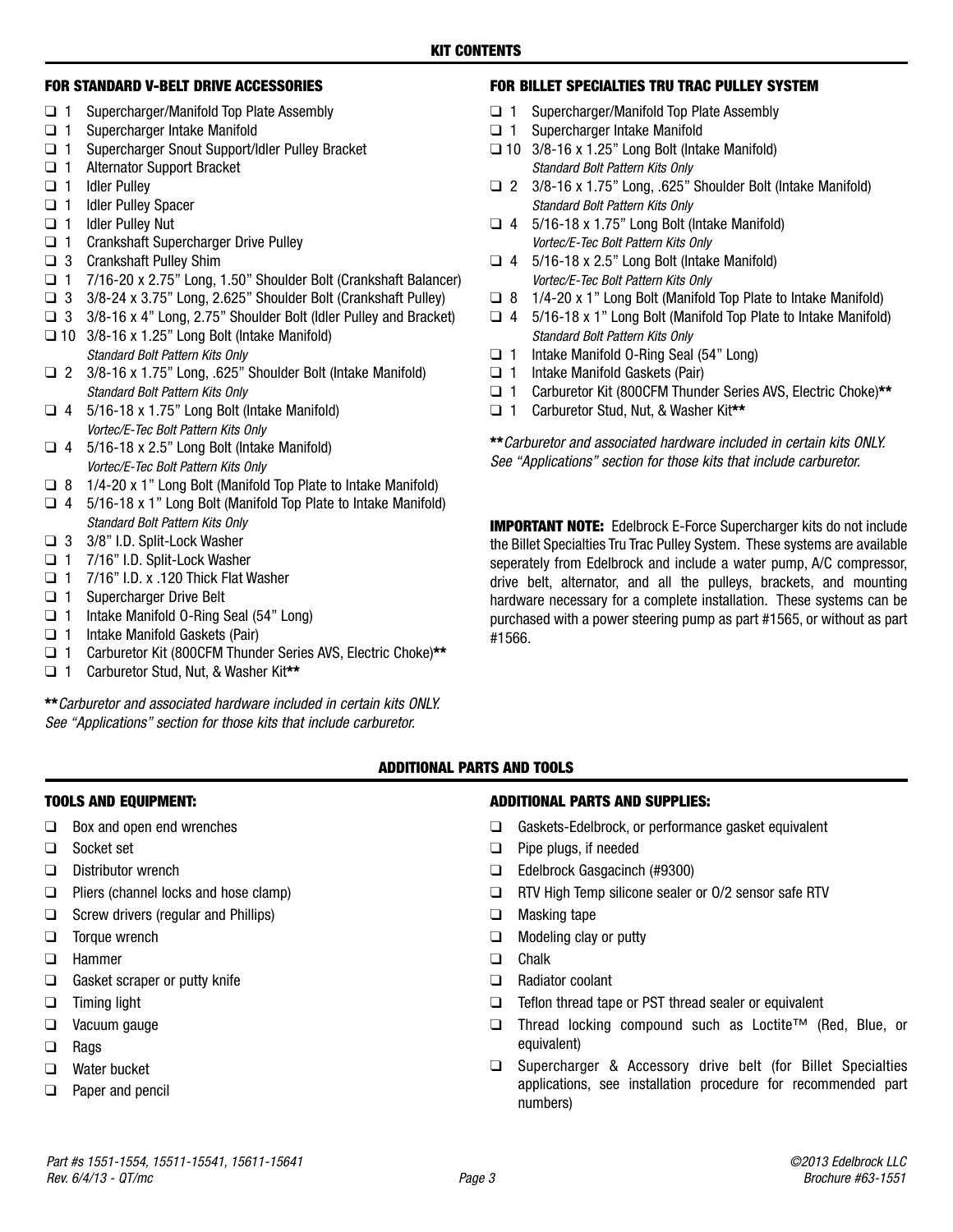## KIT CONTENTS

### FOR STANDARD V-BELT DRIVE ACCESSORIES

- ❑ 1 Supercharger/Manifold Top Plate Assembly
- ❑ 1 Supercharger Intake Manifold
- ❑ 1 Supercharger Snout Support/Idler Pulley Bracket
- ❑ 1 Alternator Support Bracket
- ❑ 1 Idler Pulley
- ❑ 1 Idler Pulley Spacer
- ❑ 1 Idler Pulley Nut
- ❑ 1 Crankshaft Supercharger Drive Pulley
- ❑ 3 Crankshaft Pulley Shim
- ❑ 1 7/16-20 x 2.75" Long, 1.50" Shoulder Bolt (Crankshaft Balancer)
- ❑ 3 3/8-24 x 3.75" Long, 2.625" Shoulder Bolt (Crankshaft Pulley)
- ❑ 3 3/8-16 x 4" Long, 2.75" Shoulder Bolt (Idler Pulley and Bracket)
- ❑ 10 3/8-16 x 1.25" Long Bolt (Intake Manifold)
  *Standard Bolt Pattern Kits Only*
- ❑ 2 3/8-16 x 1.75" Long, .625" Shoulder Bolt (Intake Manifold)
  *Standard Bolt Pattern Kits Only*
- ❑ 4 5/16-18 x 1.75" Long Bolt (Intake Manifold)
  *Vortec/E-Tec Bolt Pattern Kits Only*
- ❑ 4 5/16-18 x 2.5" Long Bolt (Intake Manifold)
  *Vortec/E-Tec Bolt Pattern Kits Only*
- ❑ 8 1/4-20 x 1" Long Bolt (Manifold Top Plate to Intake Manifold)
- ❑ 4 5/16-18 x 1" Long Bolt (Manifold Top Plate to Intake Manifold)
  *Standard Bolt Pattern Kits Only*
- ❑ 3 3/8" I.D. Split-Lock Washer
- ❑ 1 7/16" I.D. Split-Lock Washer
- ❑ 1 7/16" I.D. x .120 Thick Flat Washer
- ❑ 1 Supercharger Drive Belt
- ❑ 1 Intake Manifold O-Ring Seal (54" Long)
- ❑ 1 Intake Manifold Gaskets (Pair)
- ❑ 1 Carburetor Kit (800CFM Thunder Series AVS, Electric Choke)**
- ❑ 1 Carburetor Stud, Nut, & Washer Kit**

***Carburetor and associated hardware included in certain kits ONLY. See "Applications" section for those kits that include carburetor.*

### FOR BILLET SPECIALTIES TRU TRAC PULLEY SYSTEM

- ❑ 1 Supercharger/Manifold Top Plate Assembly
- ❑ 1 Supercharger Intake Manifold
- ❑ 10 3/8-16 x 1.25" Long Bolt (Intake Manifold)
  *Standard Bolt Pattern Kits Only*
- ❑ 2 3/8-16 x 1.75" Long, .625" Shoulder Bolt (Intake Manifold)
  *Standard Bolt Pattern Kits Only*
- ❑ 4 5/16-18 x 1.75" Long Bolt (Intake Manifold)
  *Vortec/E-Tec Bolt Pattern Kits Only*
- ❑ 4 5/16-18 x 2.5" Long Bolt (Intake Manifold)
  *Vortec/E-Tec Bolt Pattern Kits Only*
- ❑ 8 1/4-20 x 1" Long Bolt (Manifold Top Plate to Intake Manifold)
- ❑ 4 5/16-18 x 1" Long Bolt (Manifold Top Plate to Intake Manifold)
  *Standard Bolt Pattern Kits Only*
- ❑ 1 Intake Manifold O-Ring Seal (54" Long)
- ❑ 1 Intake Manifold Gaskets (Pair)
- ❑ 1 Carburetor Kit (800CFM Thunder Series AVS, Electric Choke)**
- ❑ 1 Carburetor Stud, Nut, & Washer Kit**

***Carburetor and associated hardware included in certain kits ONLY. See "Applications" section for those kits that include carburetor.*

**IMPORTANT NOTE:** Edelbrock E-Force Supercharger kits do not include the Billet Specialties Tru Trac Pulley System. These systems are available seperately from Edelbrock and include a water pump, A/C compressor, drive belt, alternator, and all the pulleys, brackets, and mounting hardware necessary for a complete installation. These systems can be purchased with a power steering pump as part #1565, or without as part #1566.

## ADDITIONAL PARTS AND TOOLS

### TOOLS AND EQUIPMENT:

- ❑ Box and open end wrenches
- ❑ Socket set
- ❑ Distributor wrench
- ❑ Pliers (channel locks and hose clamp)
- ❑ Screw drivers (regular and Phillips)
- ❑ Torque wrench
- ❑ Hammer
- ❑ Gasket scraper or putty knife
- ❑ Timing light
- ❑ Vacuum gauge
- ❑ Rags
- ❑ Water bucket
- ❑ Paper and pencil

### ADDITIONAL PARTS AND SUPPLIES:

- ❑ Gaskets-Edelbrock, or performance gasket equivalent
- ❑ Pipe plugs, if needed
- ❑ Edelbrock Gasgacinch (#9300)
- ❑ RTV High Temp silicone sealer or O/2 sensor safe RTV
- ❑ Masking tape
- ❑ Modeling clay or putty
- ❑ Chalk
- ❑ Radiator coolant
- ❑ Teflon thread tape or PST thread sealer or equivalent
- ❑ Thread locking compound such as Loctite™ (Red, Blue, or equivalent)
- ❑ Supercharger & Accessory drive belt (for Billet Specialties applications, see installation procedure for recommended part numbers)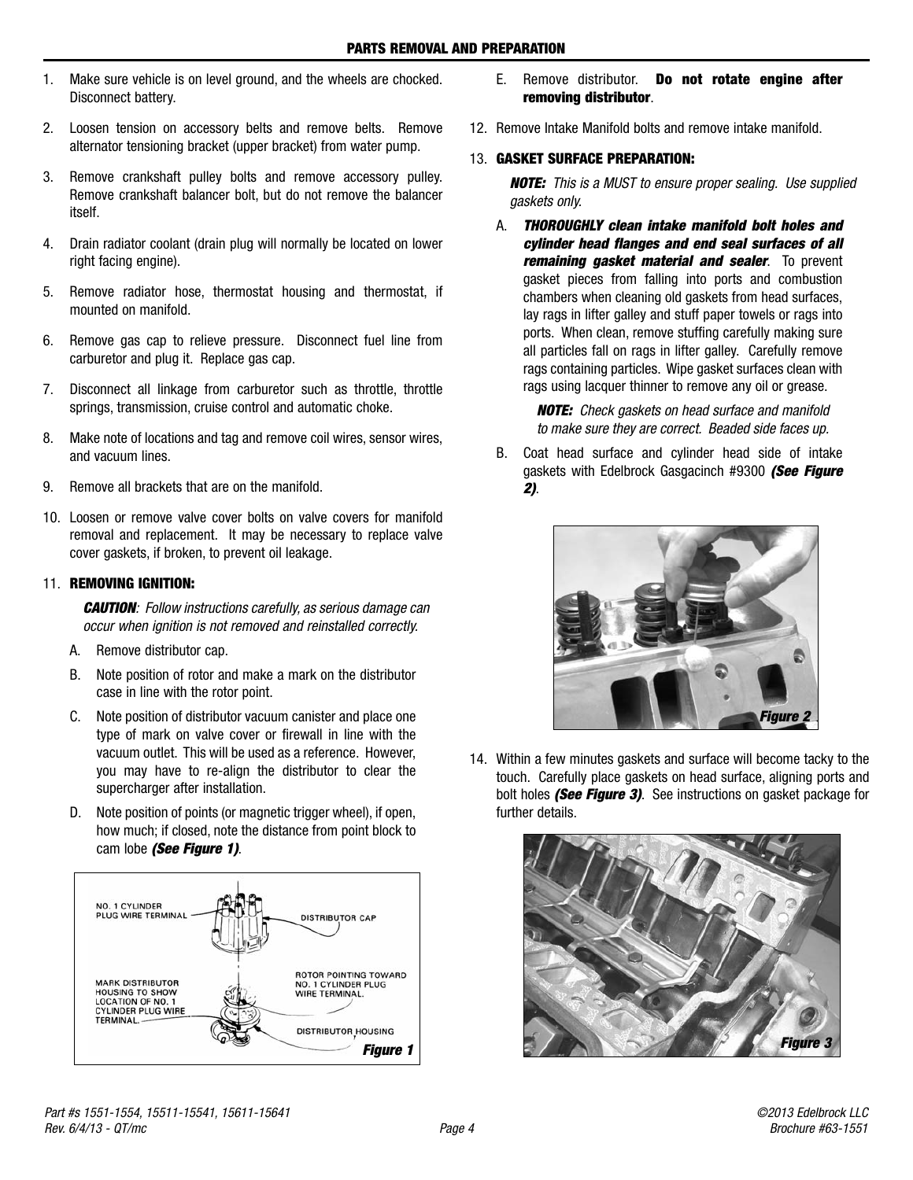## PARTS REMOVAL AND PREPARATION

1. Make sure vehicle is on level ground, and the wheels are chocked. Disconnect battery.

2. Loosen tension on accessory belts and remove belts. Remove alternator tensioning bracket (upper bracket) from water pump.

3. Remove crankshaft pulley bolts and remove accessory pulley. Remove crankshaft balancer bolt, but do not remove the balancer itself.

4. Drain radiator coolant (drain plug will normally be located on lower right facing engine).

5. Remove radiator hose, thermostat housing and thermostat, if mounted on manifold.

6. Remove gas cap to relieve pressure. Disconnect fuel line from carburetor and plug it. Replace gas cap.

7. Disconnect all linkage from carburetor such as throttle, throttle springs, transmission, cruise control and automatic choke.

8. Make note of locations and tag and remove coil wires, sensor wires, and vacuum lines.

9. Remove all brackets that are on the manifold.

10. Loosen or remove valve cover bolts on valve covers for manifold removal and replacement. It may be necessary to replace valve cover gaskets, if broken, to prevent oil leakage.

11. **REMOVING IGNITION:**

    ***CAUTION***: *Follow instructions carefully, as serious damage can occur when ignition is not removed and reinstalled correctly.*

    A. Remove distributor cap.

    B. Note position of rotor and make a mark on the distributor case in line with the rotor point.

    C. Note position of distributor vacuum canister and place one type of mark on valve cover or firewall in line with the vacuum outlet. This will be used as a reference. However, you may have to re-align the distributor to clear the supercharger after installation.

    D. Note position of points (or magnetic trigger wheel), if open, how much; if closed, note the distance from point block to cam lobe ***(See Figure 1)***.

    NO. 1 CYLINDER PLUG WIRE TERMINAL — DISTRIBUTOR CAP — ROTOR POINTING TOWARD NO. 1 CYLINDER PLUG WIRE TERMINAL. — MARK DISTRIBUTOR HOUSING TO SHOW LOCATION OF NO. 1 CYLINDER PLUG WIRE TERMINAL. — DISTRIBUTOR HOUSING

    ***Figure 1***

    E. Remove distributor. **Do not rotate engine after removing distributor**.

12. Remove Intake Manifold bolts and remove intake manifold.

13. **GASKET SURFACE PREPARATION:**

    ***NOTE:*** *This is a MUST to ensure proper sealing. Use supplied gaskets only.*

    A. ***THOROUGHLY clean intake manifold bolt holes and cylinder head flanges and end seal surfaces of all remaining gasket material and sealer***. To prevent gasket pieces from falling into ports and combustion chambers when cleaning old gaskets from head surfaces, lay rags in lifter galley and stuff paper towels or rags into ports. When clean, remove stuffing carefully making sure all particles fall on rags in lifter galley. Carefully remove rags containing particles. Wipe gasket surfaces clean with rags using lacquer thinner to remove any oil or grease.

    ***NOTE:*** *Check gaskets on head surface and manifold to make sure they are correct. Beaded side faces up.*

    B. Coat head surface and cylinder head side of intake gaskets with Edelbrock Gasgacinch #9300 ***(See Figure 2)***.

    ***Figure 2***

14. Within a few minutes gaskets and surface will become tacky to the touch. Carefully place gaskets on head surface, aligning ports and bolt holes ***(See Figure 3)***. See instructions on gasket package for further details.

    ***Figure 3***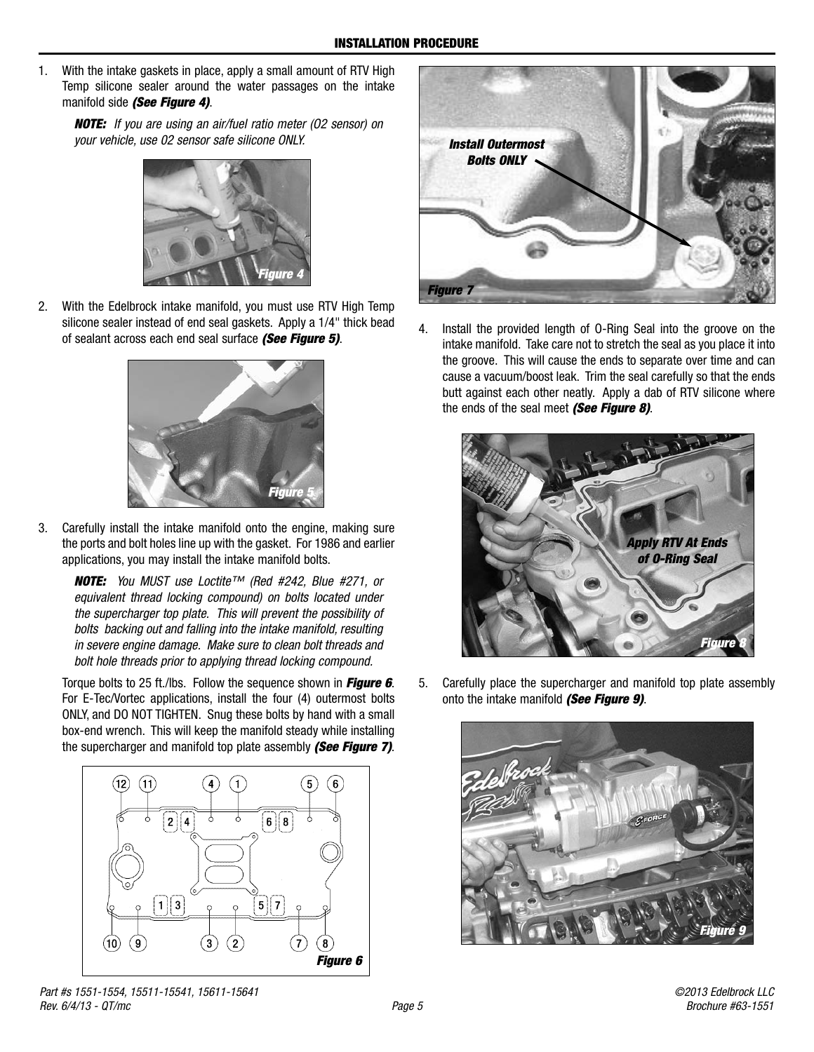## INSTALLATION PROCEDURE

1. With the intake gaskets in place, apply a small amount of RTV High Temp silicone sealer around the water passages on the intake manifold side ***(See Figure 4)***.

   ***NOTE:*** *If you are using an air/fuel ratio meter (O2 sensor) on your vehicle, use 02 sensor safe silicone ONLY.*

   ***Figure 4***

2. With the Edelbrock intake manifold, you must use RTV High Temp silicone sealer instead of end seal gaskets. Apply a 1/4" thick bead of sealant across each end seal surface ***(See Figure 5)***.

   ***Figure 5***

3. Carefully install the intake manifold onto the engine, making sure the ports and bolt holes line up with the gasket. For 1986 and earlier applications, you may install the intake manifold bolts.

   ***NOTE:*** *You MUST use Loctite™ (Red #242, Blue #271, or equivalent thread locking compound) on bolts located under the supercharger top plate. This will prevent the possibility of bolts backing out and falling into the intake manifold, resulting in severe engine damage. Make sure to clean bolt threads and bolt hole threads prior to applying thread locking compound.*

   Torque bolts to 25 ft./lbs. Follow the sequence shown in ***Figure 6***. For E-Tec/Vortec applications, install the four (4) outermost bolts ONLY, and DO NOT TIGHTEN. Snug these bolts by hand with a small box-end wrench. This will keep the manifold steady while installing the supercharger and manifold top plate assembly ***(See Figure 7)***.

   ***Figure 6***

   ***Install Outermost Bolts ONLY***

   ***Figure 7***

4. Install the provided length of O-Ring Seal into the groove on the intake manifold. Take care not to stretch the seal as you place it into the groove. This will cause the ends to separate over time and can cause a vacuum/boost leak. Trim the seal carefully so that the ends butt against each other neatly. Apply a dab of RTV silicone where the ends of the seal meet ***(See Figure 8)***.

   ***Apply RTV At Ends of O-Ring Seal***

   ***Figure 8***

5. Carefully place the supercharger and manifold top plate assembly onto the intake manifold ***(See Figure 9)***.

   ***Figure 9***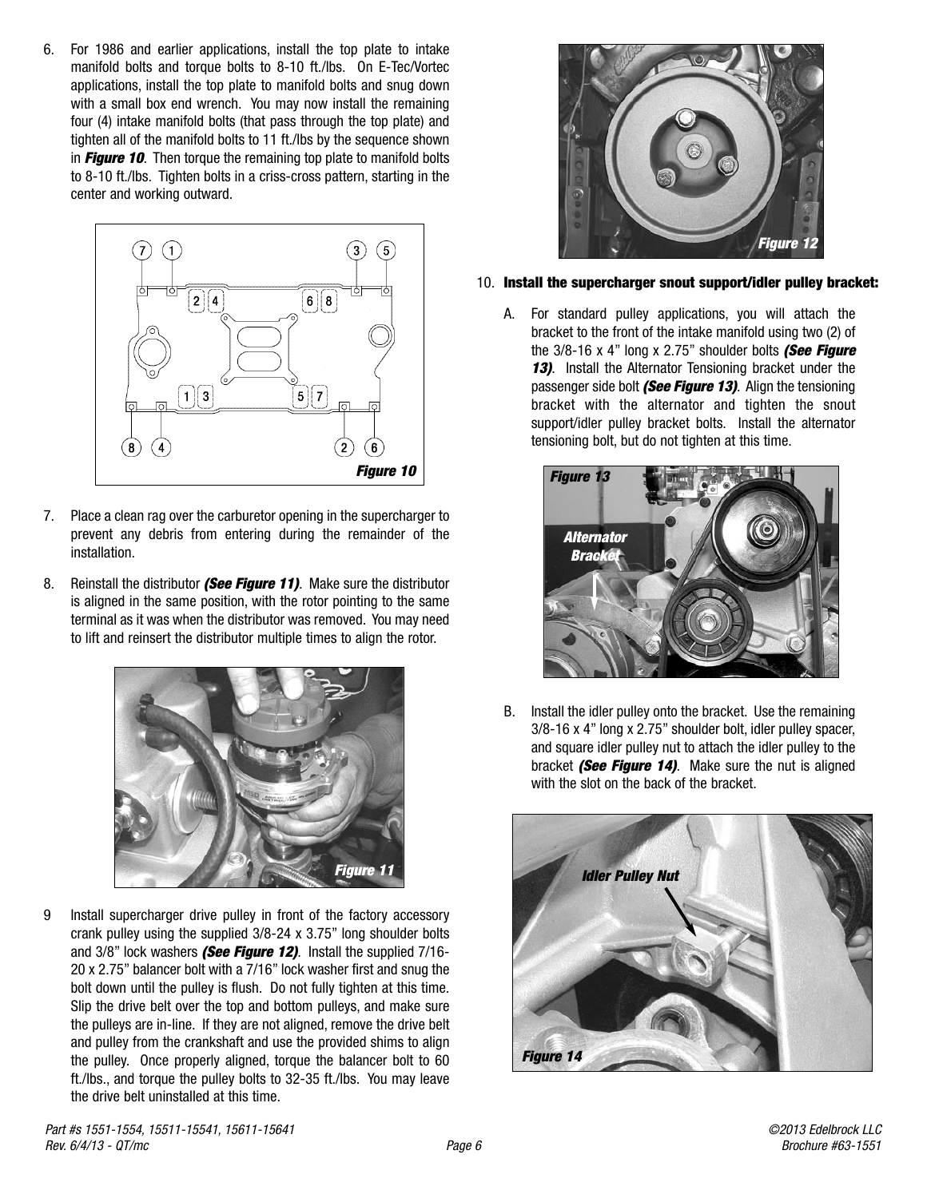6. For 1986 and earlier applications, install the top plate to intake manifold bolts and torque bolts to 8-10 ft./lbs. On E-Tec/Vortec applications, install the top plate to manifold bolts and snug down with a small box end wrench. You may now install the remaining four (4) intake manifold bolts (that pass through the top plate) and tighten all of the manifold bolts to 11 ft./lbs by the sequence shown in ***Figure 10***. Then torque the remaining top plate to manifold bolts to 8-10 ft./lbs. Tighten bolts in a criss-cross pattern, starting in the center and working outward.

***Figure 10***

7. Place a clean rag over the carburetor opening in the supercharger to prevent any debris from entering during the remainder of the installation.

8. Reinstall the distributor ***(See Figure 11)***. Make sure the distributor is aligned in the same position, with the rotor pointing to the same terminal as it was when the distributor was removed. You may need to lift and reinsert the distributor multiple times to align the rotor.

***Figure 11***

9 Install supercharger drive pulley in front of the factory accessory crank pulley using the supplied 3/8-24 x 3.75" long shoulder bolts and 3/8" lock washers ***(See Figure 12)***. Install the supplied 7/16-20 x 2.75" balancer bolt with a 7/16" lock washer first and snug the bolt down until the pulley is flush. Do not fully tighten at this time. Slip the drive belt over the top and bottom pulleys, and make sure the pulleys are in-line. If they are not aligned, remove the drive belt and pulley from the crankshaft and use the provided shims to align the pulley. Once properly aligned, torque the balancer bolt to 60 ft./lbs., and torque the pulley bolts to 32-35 ft./lbs. You may leave the drive belt uninstalled at this time.

***Figure 12***

10. **Install the supercharger snout support/idler pulley bracket:**

   A. For standard pulley applications, you will attach the bracket to the front of the intake manifold using two (2) of the 3/8-16 x 4" long x 2.75" shoulder bolts ***(See Figure 13)***. Install the Alternator Tensioning bracket under the passenger side bolt ***(See Figure 13)***. Align the tensioning bracket with the alternator and tighten the snout support/idler pulley bracket bolts. Install the alternator tensioning bolt, but do not tighten at this time.

   ***Figure 13***

   B. Install the idler pulley onto the bracket. Use the remaining 3/8-16 x 4" long x 2.75" shoulder bolt, idler pulley spacer, and square idler pulley nut to attach the idler pulley to the bracket ***(See Figure 14)***. Make sure the nut is aligned with the slot on the back of the bracket.

   ***Figure 14***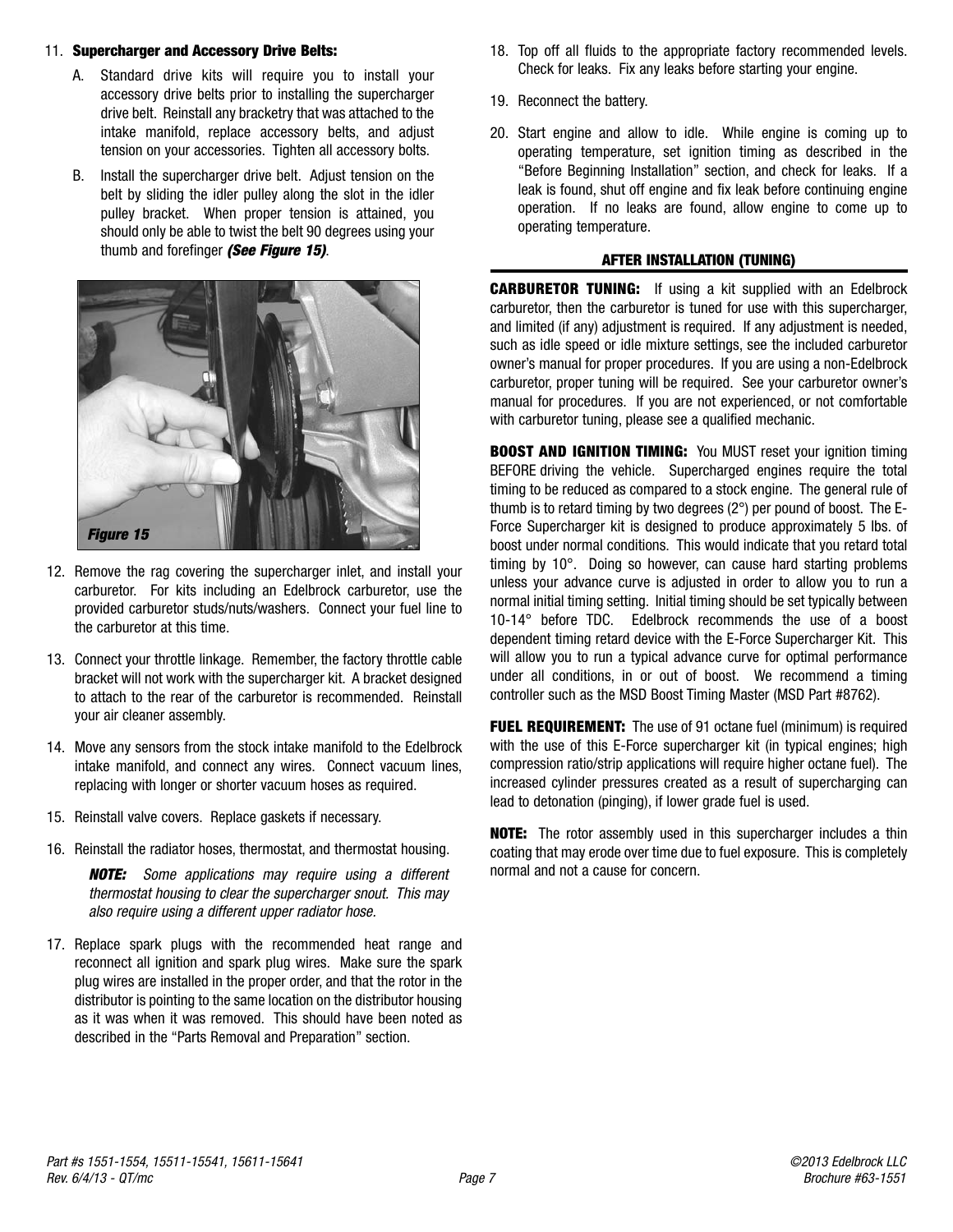11. **Supercharger and Accessory Drive Belts:**

    A. Standard drive kits will require you to install your accessory drive belts prior to installing the supercharger drive belt. Reinstall any bracketry that was attached to the intake manifold, replace accessory belts, and adjust tension on your accessories. Tighten all accessory bolts.

    B. Install the supercharger drive belt. Adjust tension on the belt by sliding the idler pulley along the slot in the idler pulley bracket. When proper tension is attained, you should only be able to twist the belt 90 degrees using your thumb and forefinger ***(See Figure 15)***.

***Figure 15***

12. Remove the rag covering the supercharger inlet, and install your carburetor. For kits including an Edelbrock carburetor, use the provided carburetor studs/nuts/washers. Connect your fuel line to the carburetor at this time.

13. Connect your throttle linkage. Remember, the factory throttle cable bracket will not work with the supercharger kit. A bracket designed to attach to the rear of the carburetor is recommended. Reinstall your air cleaner assembly.

14. Move any sensors from the stock intake manifold to the Edelbrock intake manifold, and connect any wires. Connect vacuum lines, replacing with longer or shorter vacuum hoses as required.

15. Reinstall valve covers. Replace gaskets if necessary.

16. Reinstall the radiator hoses, thermostat, and thermostat housing.

    ***NOTE:*** *Some applications may require using a different thermostat housing to clear the supercharger snout. This may also require using a different upper radiator hose.*

17. Replace spark plugs with the recommended heat range and reconnect all ignition and spark plug wires. Make sure the spark plug wires are installed in the proper order, and that the rotor in the distributor is pointing to the same location on the distributor housing as it was when it was removed. This should have been noted as described in the "Parts Removal and Preparation" section.

18. Top off all fluids to the appropriate factory recommended levels. Check for leaks. Fix any leaks before starting your engine.

19. Reconnect the battery.

20. Start engine and allow to idle. While engine is coming up to operating temperature, set ignition timing as described in the "Before Beginning Installation" section, and check for leaks. If a leak is found, shut off engine and fix leak before continuing engine operation. If no leaks are found, allow engine to come up to operating temperature.

## AFTER INSTALLATION (TUNING)

**CARBURETOR TUNING:** If using a kit supplied with an Edelbrock carburetor, then the carburetor is tuned for use with this supercharger, and limited (if any) adjustment is required. If any adjustment is needed, such as idle speed or idle mixture settings, see the included carburetor owner's manual for proper procedures. If you are using a non-Edelbrock carburetor, proper tuning will be required. See your carburetor owner's manual for procedures. If you are not experienced, or not comfortable with carburetor tuning, please see a qualified mechanic.

**BOOST AND IGNITION TIMING:** You MUST reset your ignition timing BEFORE driving the vehicle. Supercharged engines require the total timing to be reduced as compared to a stock engine. The general rule of thumb is to retard timing by two degrees (2°) per pound of boost. The E-Force Supercharger kit is designed to produce approximately 5 lbs. of boost under normal conditions. This would indicate that you retard total timing by 10°. Doing so however, can cause hard starting problems unless your advance curve is adjusted in order to allow you to run a normal initial timing setting. Initial timing should be set typically between 10-14° before TDC. Edelbrock recommends the use of a boost dependent timing retard device with the E-Force Supercharger Kit. This will allow you to run a typical advance curve for optimal performance under all conditions, in or out of boost. We recommend a timing controller such as the MSD Boost Timing Master (MSD Part #8762).

**FUEL REQUIREMENT:** The use of 91 octane fuel (minimum) is required with the use of this E-Force supercharger kit (in typical engines; high compression ratio/strip applications will require higher octane fuel). The increased cylinder pressures created as a result of supercharging can lead to detonation (pinging), if lower grade fuel is used.

**NOTE:** The rotor assembly used in this supercharger includes a thin coating that may erode over time due to fuel exposure. This is completely normal and not a cause for concern.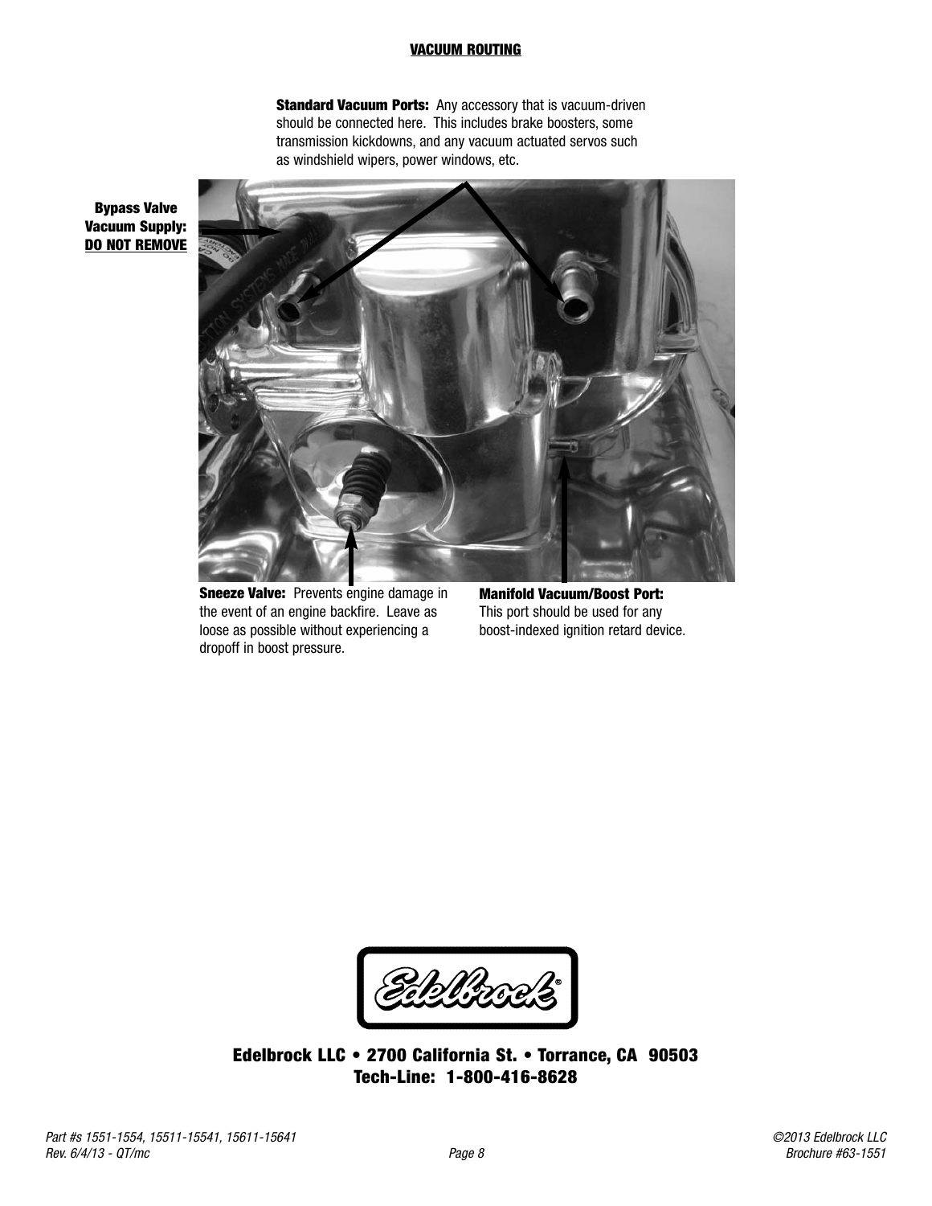## VACUUM ROUTING

**Standard Vacuum Ports:** Any accessory that is vacuum-driven should be connected here. This includes brake boosters, some transmission kickdowns, and any vacuum actuated servos such as windshield wipers, power windows, etc.

**Bypass Valve Vacuum Supply: DO NOT REMOVE**

**Sneeze Valve:** Prevents engine damage in the event of an engine backfire. Leave as loose as possible without experiencing a dropoff in boost pressure.

**Manifold Vacuum/Boost Port:** This port should be used for any boost-indexed ignition retard device.

**Edelbrock LLC • 2700 California St. • Torrance, CA 90503**
**Tech-Line: 1-800-416-8628**